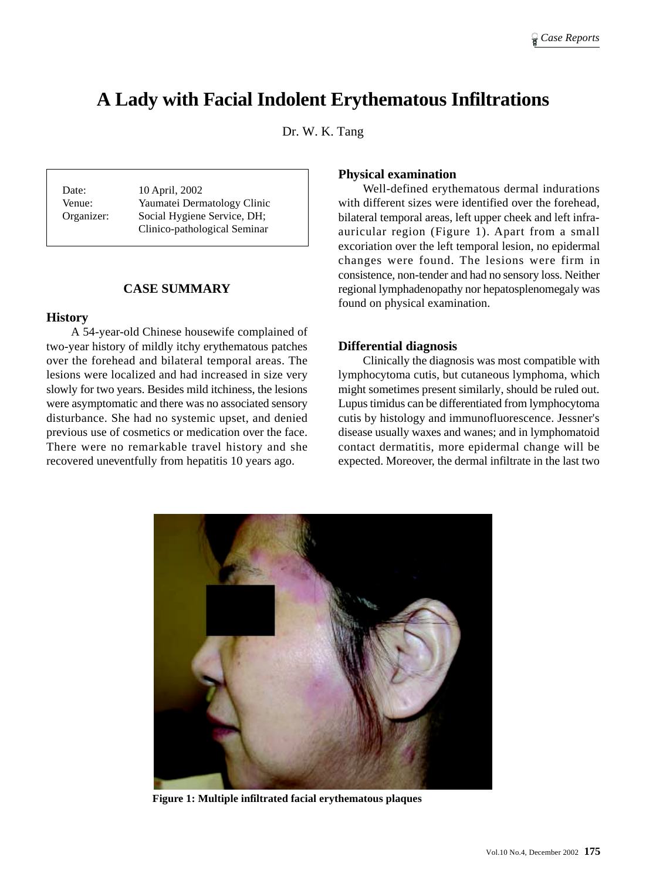# A Lady with Facial Indolent Erythematous Infiltrations

Dr. W. K. Tang

| | |
|---|---|
| Date: | 10 April, 2002 |
| Venue: | Yaumatei Dermatology Clinic |
| Organizer: | Social Hygiene Service, DH; Clinico-pathological Seminar |

## CASE SUMMARY

### History

A 54-year-old Chinese housewife complained of two-year history of mildly itchy erythematous patches over the forehead and bilateral temporal areas. The lesions were localized and had increased in size very slowly for two years. Besides mild itchiness, the lesions were asymptomatic and there was no associated sensory disturbance. She had no systemic upset, and denied previous use of cosmetics or medication over the face. There were no remarkable travel history and she recovered uneventfully from hepatitis 10 years ago.

### Physical examination

Well-defined erythematous dermal indurations with different sizes were identified over the forehead, bilateral temporal areas, left upper cheek and left infra-auricular region (Figure 1). Apart from a small excoriation over the left temporal lesion, no epidermal changes were found. The lesions were firm in consistence, non-tender and had no sensory loss. Neither regional lymphadenopathy nor hepatosplenomegaly was found on physical examination.

### Differential diagnosis

Clinically the diagnosis was most compatible with lymphocytoma cutis, but cutaneous lymphoma, which might sometimes present similarly, should be ruled out. Lupus timidus can be differentiated from lymphocytoma cutis by histology and immunofluorescence. Jessner's disease usually waxes and wanes; and in lymphomatoid contact dermatitis, more epidermal change will be expected. Moreover, the dermal infiltrate in the last two

**Figure 1: Multiple infiltrated facial erythematous plaques**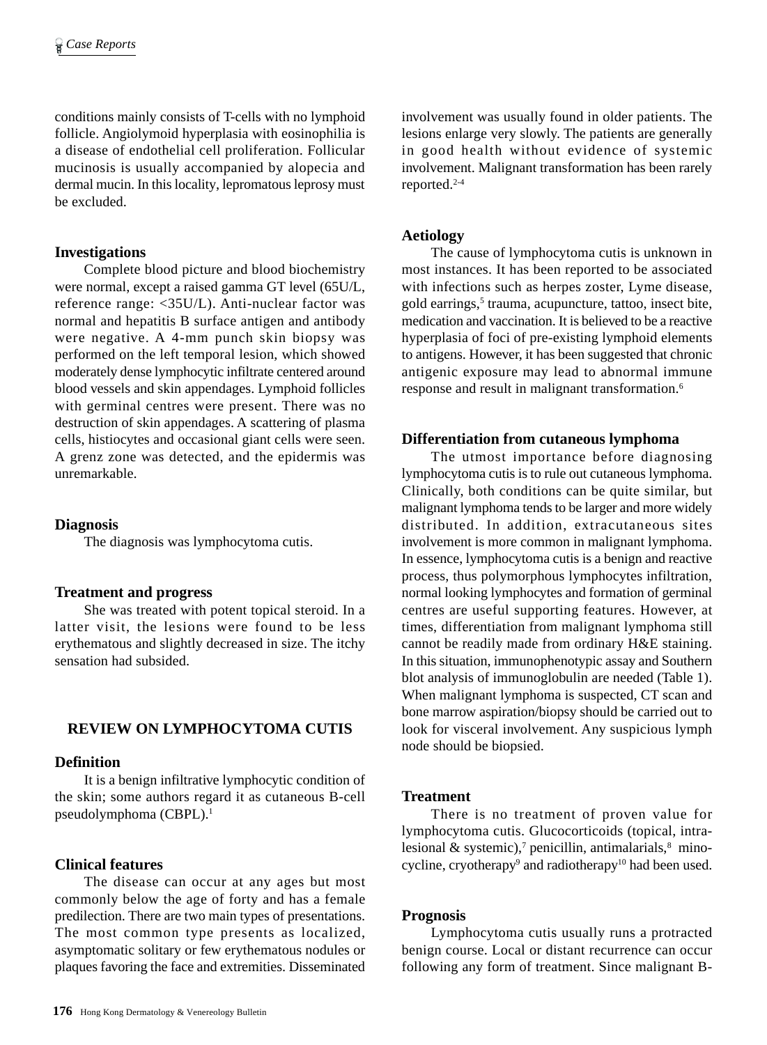conditions mainly consists of T-cells with no lymphoid follicle. Angiolymoid hyperplasia with eosinophilia is a disease of endothelial cell proliferation. Follicular mucinosis is usually accompanied by alopecia and dermal mucin. In this locality, lepromatous leprosy must be excluded.

### Investigations

Complete blood picture and blood biochemistry were normal, except a raised gamma GT level (65U/L, reference range: <35U/L). Anti-nuclear factor was normal and hepatitis B surface antigen and antibody were negative. A 4-mm punch skin biopsy was performed on the left temporal lesion, which showed moderately dense lymphocytic infiltrate centered around blood vessels and skin appendages. Lymphoid follicles with germinal centres were present. There was no destruction of skin appendages. A scattering of plasma cells, histiocytes and occasional giant cells were seen. A grenz zone was detected, and the epidermis was unremarkable.

### Diagnosis

The diagnosis was lymphocytoma cutis.

### Treatment and progress

She was treated with potent topical steroid. In a latter visit, the lesions were found to be less erythematous and slightly decreased in size. The itchy sensation had subsided.

## REVIEW ON LYMPHOCYTOMA CUTIS

### Definition

It is a benign infiltrative lymphocytic condition of the skin; some authors regard it as cutaneous B-cell pseudolymphoma (CBPL).[1]

### Clinical features

The disease can occur at any ages but most commonly below the age of forty and has a female predilection. There are two main types of presentations. The most common type presents as localized, asymptomatic solitary or few erythematous nodules or plaques favoring the face and extremities. Disseminated involvement was usually found in older patients. The lesions enlarge very slowly. The patients are generally in good health without evidence of systemic involvement. Malignant transformation has been rarely reported.[2-4]

### Aetiology

The cause of lymphocytoma cutis is unknown in most instances. It has been reported to be associated with infections such as herpes zoster, Lyme disease, gold earrings,[5] trauma, acupuncture, tattoo, insect bite, medication and vaccination. It is believed to be a reactive hyperplasia of foci of pre-existing lymphoid elements to antigens. However, it has been suggested that chronic antigenic exposure may lead to abnormal immune response and result in malignant transformation.[6]

### Differentiation from cutaneous lymphoma

The utmost importance before diagnosing lymphocytoma cutis is to rule out cutaneous lymphoma. Clinically, both conditions can be quite similar, but malignant lymphoma tends to be larger and more widely distributed. In addition, extracutaneous sites involvement is more common in malignant lymphoma. In essence, lymphocytoma cutis is a benign and reactive process, thus polymorphous lymphocytes infiltration, normal looking lymphocytes and formation of germinal centres are useful supporting features. However, at times, differentiation from malignant lymphoma still cannot be readily made from ordinary H&E staining. In this situation, immunophenotypic assay and Southern blot analysis of immunoglobulin are needed (Table 1). When malignant lymphoma is suspected, CT scan and bone marrow aspiration/biopsy should be carried out to look for visceral involvement. Any suspicious lymph node should be biopsied.

### Treatment

There is no treatment of proven value for lymphocytoma cutis. Glucocorticoids (topical, intralesional & systemic),[7] penicillin, antimalarials,[8] minocycline, cryotherapy[9] and radiotherapy[10] had been used.

### Prognosis

Lymphocytoma cutis usually runs a protracted benign course. Local or distant recurrence can occur following any form of treatment. Since malignant B-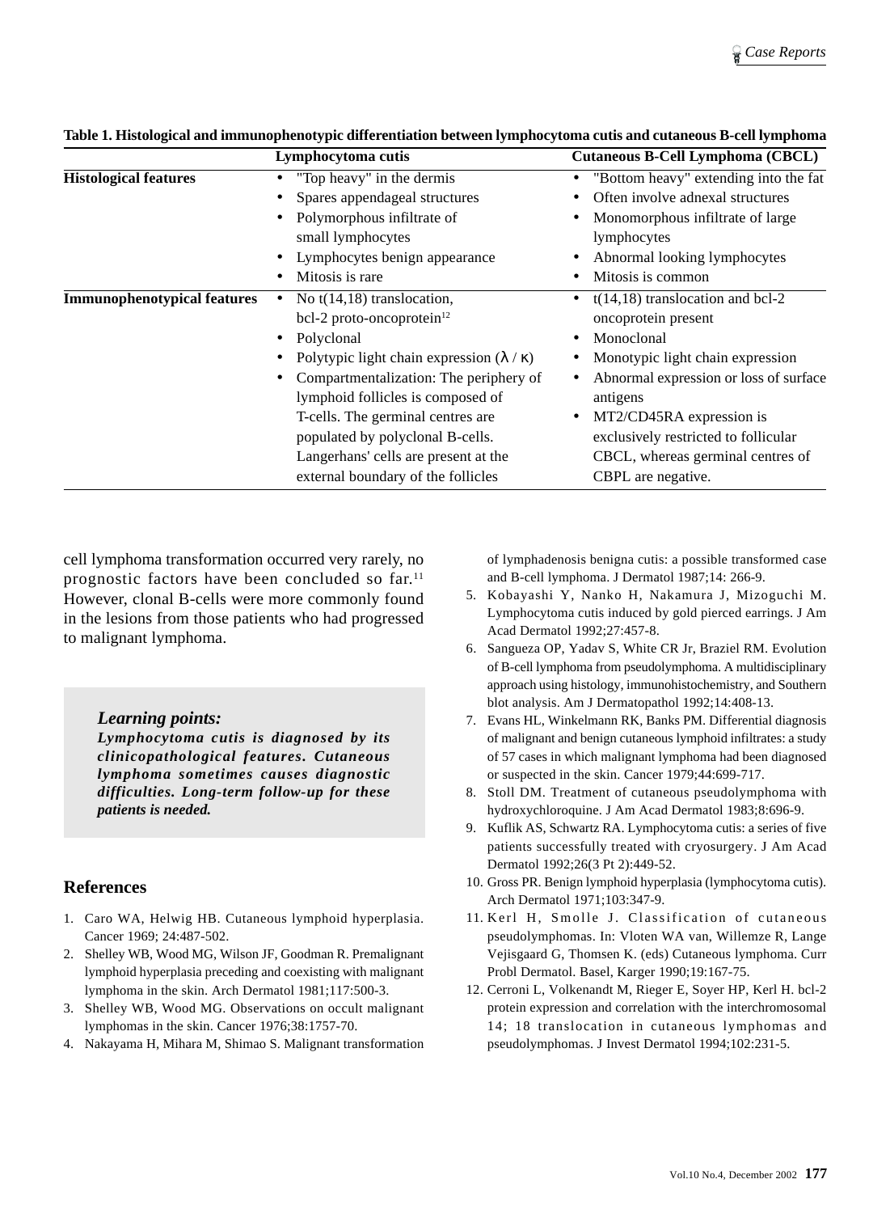**Table 1. Histological and immunophenotypic differentiation between lymphocytoma cutis and cutaneous B-cell lymphoma**

| | Lymphocytoma cutis | Cutaneous B-Cell Lymphoma (CBCL) |
|---|---|---|
| **Histological features** | • "Top heavy" in the dermis<br>• Spares appendageal structures<br>• Polymorphous infiltrate of small lymphocytes<br>• Lymphocytes benign appearance<br>• Mitosis is rare | • "Bottom heavy" extending into the fat<br>• Often involve adnexal structures<br>• Monomorphous infiltrate of large lymphocytes<br>• Abnormal looking lymphocytes<br>• Mitosis is common |
| **Immunophenotypical features** | • No t(14,18) translocation, bcl-2 proto-oncoprotein[12]<br>• Polyclonal<br>• Polytypic light chain expression (λ / κ)<br>• Compartmentalization: The periphery of lymphoid follicles is composed of T-cells. The germinal centres are populated by polyclonal B-cells. Langerhans' cells are present at the external boundary of the follicles | • t(14,18) translocation and bcl-2 oncoprotein present<br>• Monoclonal<br>• Monotypic light chain expression<br>• Abnormal expression or loss of surface antigens<br>• MT2/CD45RA expression is exclusively restricted to follicular CBCL, whereas germinal centres of CBPL are negative. |

cell lymphoma transformation occurred very rarely, no prognostic factors have been concluded so far.[11] However, clonal B-cells were more commonly found in the lesions from those patients who had progressed to malignant lymphoma.

> ***Learning points:***
> ***Lymphocytoma cutis is diagnosed by its clinicopathological features. Cutaneous lymphoma sometimes causes diagnostic difficulties. Long-term follow-up for these patients is needed.***

## References

1. Caro WA, Helwig HB. Cutaneous lymphoid hyperplasia. Cancer 1969; 24:487-502.
2. Shelley WB, Wood MG, Wilson JF, Goodman R. Premalignant lymphoid hyperplasia preceding and coexisting with malignant lymphoma in the skin. Arch Dermatol 1981;117:500-3.
3. Shelley WB, Wood MG. Observations on occult malignant lymphomas in the skin. Cancer 1976;38:1757-70.
4. Nakayama H, Mihara M, Shimao S. Malignant transformation of lymphadenosis benigna cutis: a possible transformed case and B-cell lymphoma. J Dermatol 1987;14: 266-9.
5. Kobayashi Y, Nanko H, Nakamura J, Mizoguchi M. Lymphocytoma cutis induced by gold pierced earrings. J Am Acad Dermatol 1992;27:457-8.
6. Sangueza OP, Yadav S, White CR Jr, Braziel RM. Evolution of B-cell lymphoma from pseudolymphoma. A multidisciplinary approach using histology, immunohistochemistry, and Southern blot analysis. Am J Dermatopathol 1992;14:408-13.
7. Evans HL, Winkelmann RK, Banks PM. Differential diagnosis of malignant and benign cutaneous lymphoid infiltrates: a study of 57 cases in which malignant lymphoma had been diagnosed or suspected in the skin. Cancer 1979;44:699-717.
8. Stoll DM. Treatment of cutaneous pseudolymphoma with hydroxychloroquine. J Am Acad Dermatol 1983;8:696-9.
9. Kuflik AS, Schwartz RA. Lymphocytoma cutis: a series of five patients successfully treated with cryosurgery. J Am Acad Dermatol 1992;26(3 Pt 2):449-52.
10. Gross PR. Benign lymphoid hyperplasia (lymphocytoma cutis). Arch Dermatol 1971;103:347-9.
11. Kerl H, Smolle J. Classification of cutaneous pseudolymphomas. In: Vloten WA van, Willemze R, Lange Vejisgaard G, Thomsen K. (eds) Cutaneous lymphoma. Curr Probl Dermatol. Basel, Karger 1990;19:167-75.
12. Cerroni L, Volkenandt M, Rieger E, Soyer HP, Kerl H. bcl-2 protein expression and correlation with the interchromosomal 14; 18 translocation in cutaneous lymphomas and pseudolymphomas. J Invest Dermatol 1994;102:231-5.